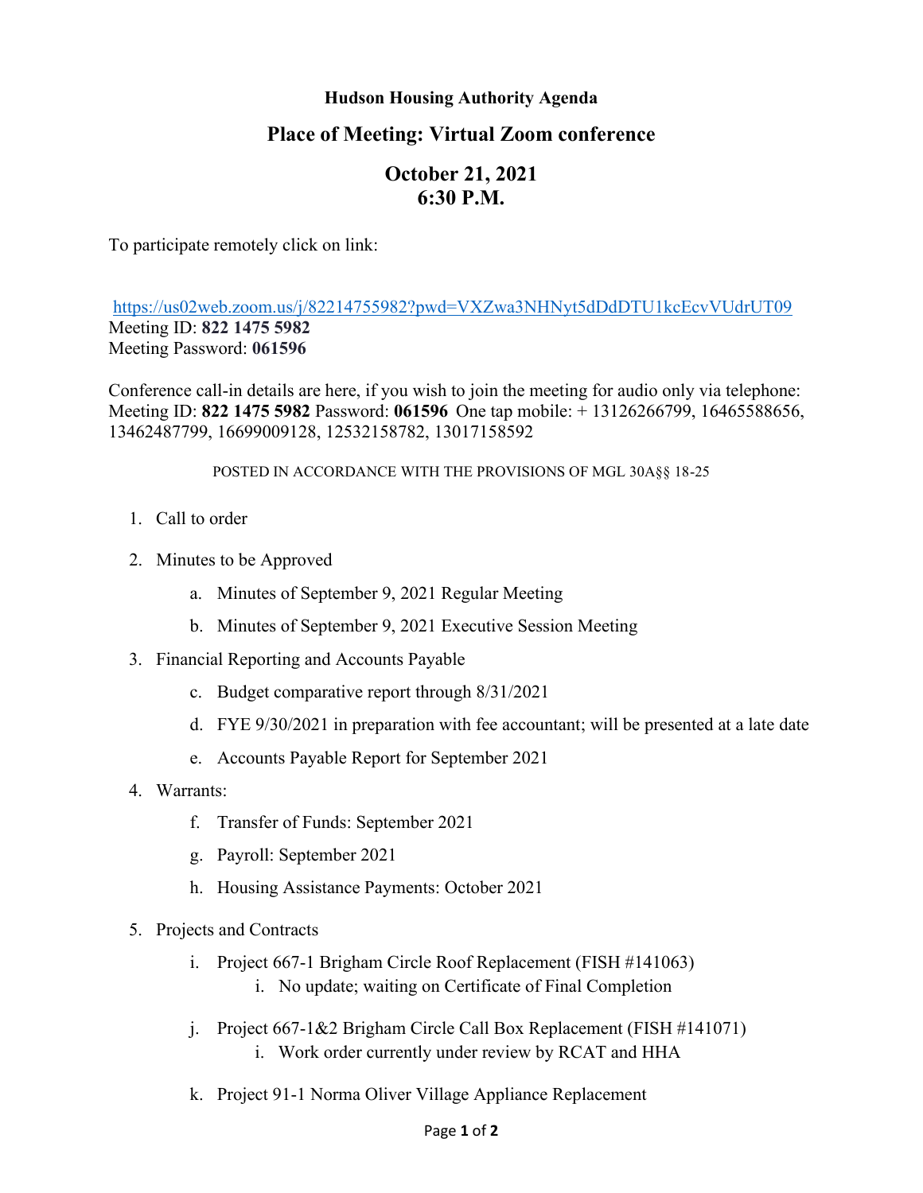# Hudson Housing Authority Agenda

## Place of Meeting: Virtual Zoom conference

## October 21, 2021
## 6:30 P.M.

To participate remotely click on link:

https://us02web.zoom.us/j/82214755982?pwd=VXZwa3NHNyt5dDdDTU1kcEcvVUdrUT09
Meeting ID: **822 1475 5982**
Meeting Password: **061596**

Conference call-in details are here, if you wish to join the meeting for audio only via telephone:
Meeting ID: **822 1475 5982** Password: **061596** One tap mobile: + 13126266799, 16465588656, 13462487799, 16699009128, 12532158782, 13017158592

POSTED IN ACCORDANCE WITH THE PROVISIONS OF MGL 30A§§ 18-25

1. Call to order
2. Minutes to be Approved
   a. Minutes of September 9, 2021 Regular Meeting
   b. Minutes of September 9, 2021 Executive Session Meeting
3. Financial Reporting and Accounts Payable
   c. Budget comparative report through 8/31/2021
   d. FYE 9/30/2021 in preparation with fee accountant; will be presented at a late date
   e. Accounts Payable Report for September 2021
4. Warrants:
   f. Transfer of Funds: September 2021
   g. Payroll: September 2021
   h. Housing Assistance Payments: October 2021
5. Projects and Contracts
   i. Project 667-1 Brigham Circle Roof Replacement (FISH #141063)
      i. No update; waiting on Certificate of Final Completion
   j. Project 667-1&2 Brigham Circle Call Box Replacement (FISH #141071)
      i. Work order currently under review by RCAT and HHA
   k. Project 91-1 Norma Oliver Village Appliance Replacement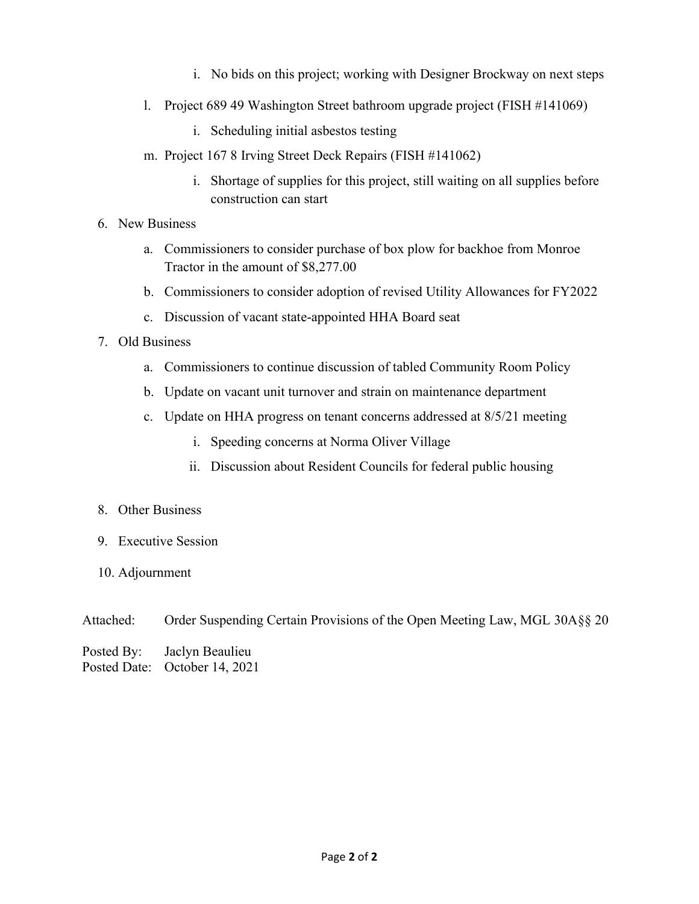i. No bids on this project; working with Designer Brockway on next steps

l. Project 689 49 Washington Street bathroom upgrade project (FISH #141069)

   i. Scheduling initial asbestos testing

m. Project 167 8 Irving Street Deck Repairs (FISH #141062)

   i. Shortage of supplies for this project, still waiting on all supplies before construction can start

6. New Business

   a. Commissioners to consider purchase of box plow for backhoe from Monroe Tractor in the amount of $8,277.00

   b. Commissioners to consider adoption of revised Utility Allowances for FY2022

   c. Discussion of vacant state-appointed HHA Board seat

7. Old Business

   a. Commissioners to continue discussion of tabled Community Room Policy

   b. Update on vacant unit turnover and strain on maintenance department

   c. Update on HHA progress on tenant concerns addressed at 8/5/21 meeting

      i. Speeding concerns at Norma Oliver Village

      ii. Discussion about Resident Councils for federal public housing

8. Other Business

9. Executive Session

10. Adjournment

Attached: Order Suspending Certain Provisions of the Open Meeting Law, MGL 30A§§ 20

Posted By: Jaclyn Beaulieu
Posted Date: October 14, 2021